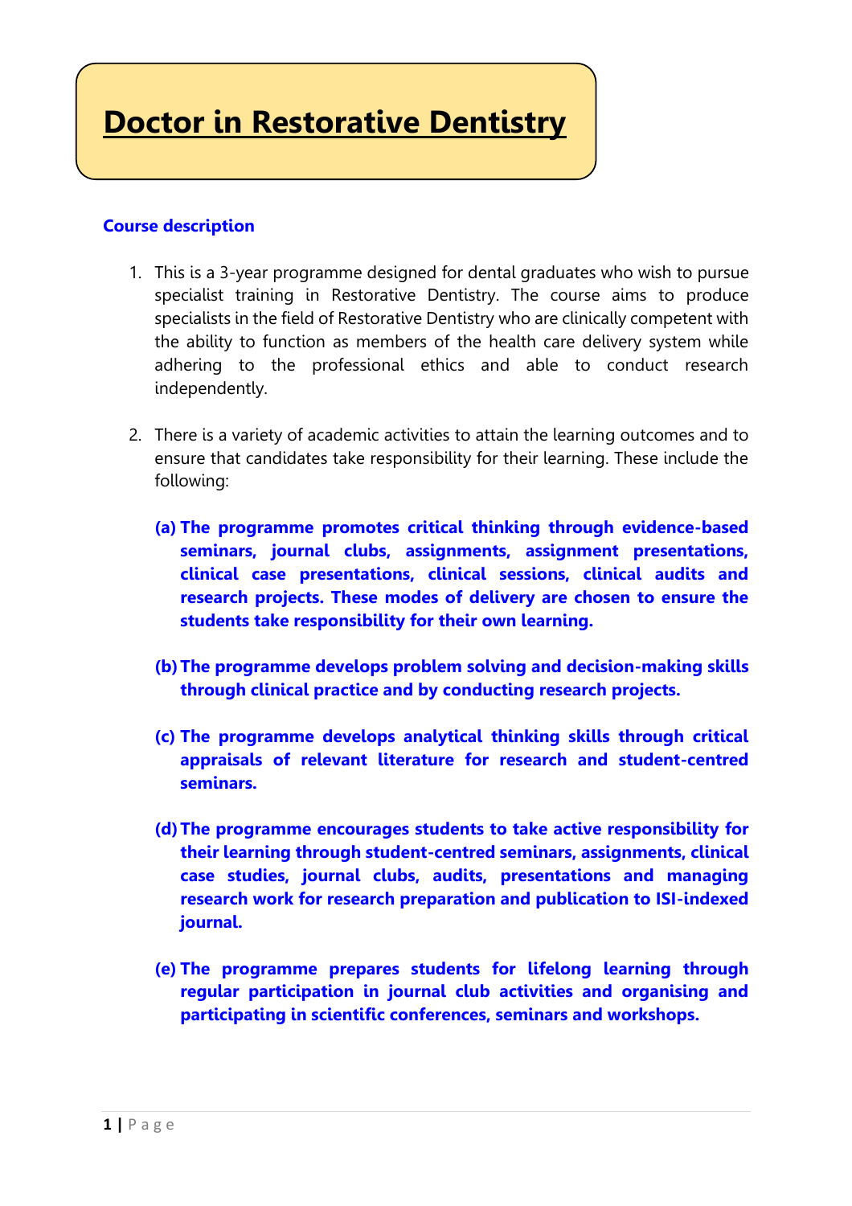# Doctor in Restorative Dentistry

## Course description

1. This is a 3-year programme designed for dental graduates who wish to pursue specialist training in Restorative Dentistry. The course aims to produce specialists in the field of Restorative Dentistry who are clinically competent with the ability to function as members of the health care delivery system while adhering to the professional ethics and able to conduct research independently.

2. There is a variety of academic activities to attain the learning outcomes and to ensure that candidates take responsibility for their learning. These include the following:

   **(a) The programme promotes critical thinking through evidence-based seminars, journal clubs, assignments, assignment presentations, clinical case presentations, clinical sessions, clinical audits and research projects. These modes of delivery are chosen to ensure the students take responsibility for their own learning.**

   **(b) The programme develops problem solving and decision-making skills through clinical practice and by conducting research projects.**

   **(c) The programme develops analytical thinking skills through critical appraisals of relevant literature for research and student-centred seminars.**

   **(d) The programme encourages students to take active responsibility for their learning through student-centred seminars, assignments, clinical case studies, journal clubs, audits, presentations and managing research work for research preparation and publication to ISI-indexed journal.**

   **(e) The programme prepares students for lifelong learning through regular participation in journal club activities and organising and participating in scientific conferences, seminars and workshops.**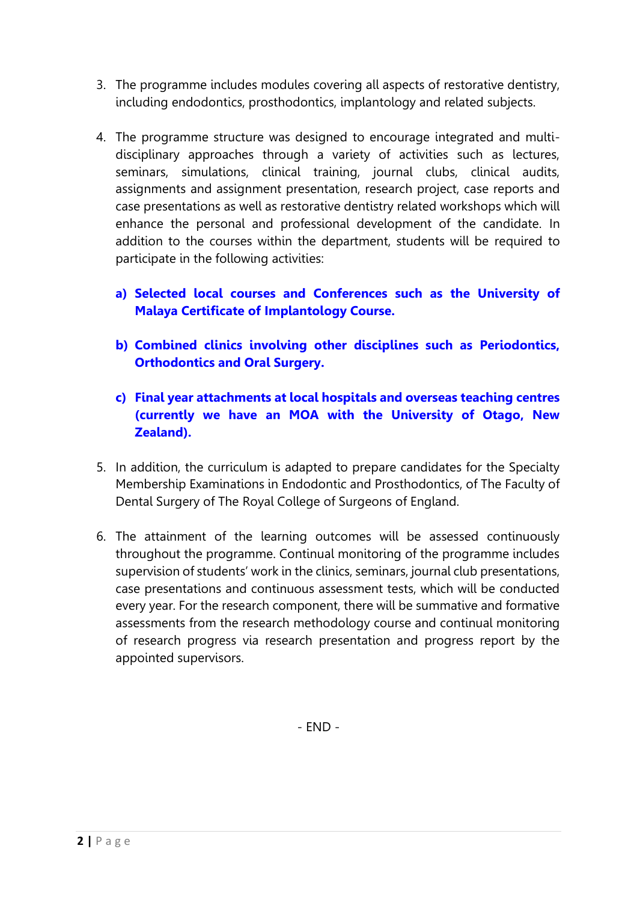3. The programme includes modules covering all aspects of restorative dentistry, including endodontics, prosthodontics, implantology and related subjects.

4. The programme structure was designed to encourage integrated and multi-disciplinary approaches through a variety of activities such as lectures, seminars, simulations, clinical training, journal clubs, clinical audits, assignments and assignment presentation, research project, case reports and case presentations as well as restorative dentistry related workshops which will enhance the personal and professional development of the candidate. In addition to the courses within the department, students will be required to participate in the following activities:

   **a) Selected local courses and Conferences such as the University of Malaya Certificate of Implantology Course.**

   **b) Combined clinics involving other disciplines such as Periodontics, Orthodontics and Oral Surgery.**

   **c) Final year attachments at local hospitals and overseas teaching centres (currently we have an MOA with the University of Otago, New Zealand).**

5. In addition, the curriculum is adapted to prepare candidates for the Specialty Membership Examinations in Endodontic and Prosthodontics, of The Faculty of Dental Surgery of The Royal College of Surgeons of England.

6. The attainment of the learning outcomes will be assessed continuously throughout the programme. Continual monitoring of the programme includes supervision of students' work in the clinics, seminars, journal club presentations, case presentations and continuous assessment tests, which will be conducted every year. For the research component, there will be summative and formative assessments from the research methodology course and continual monitoring of research progress via research presentation and progress report by the appointed supervisors.

- END -